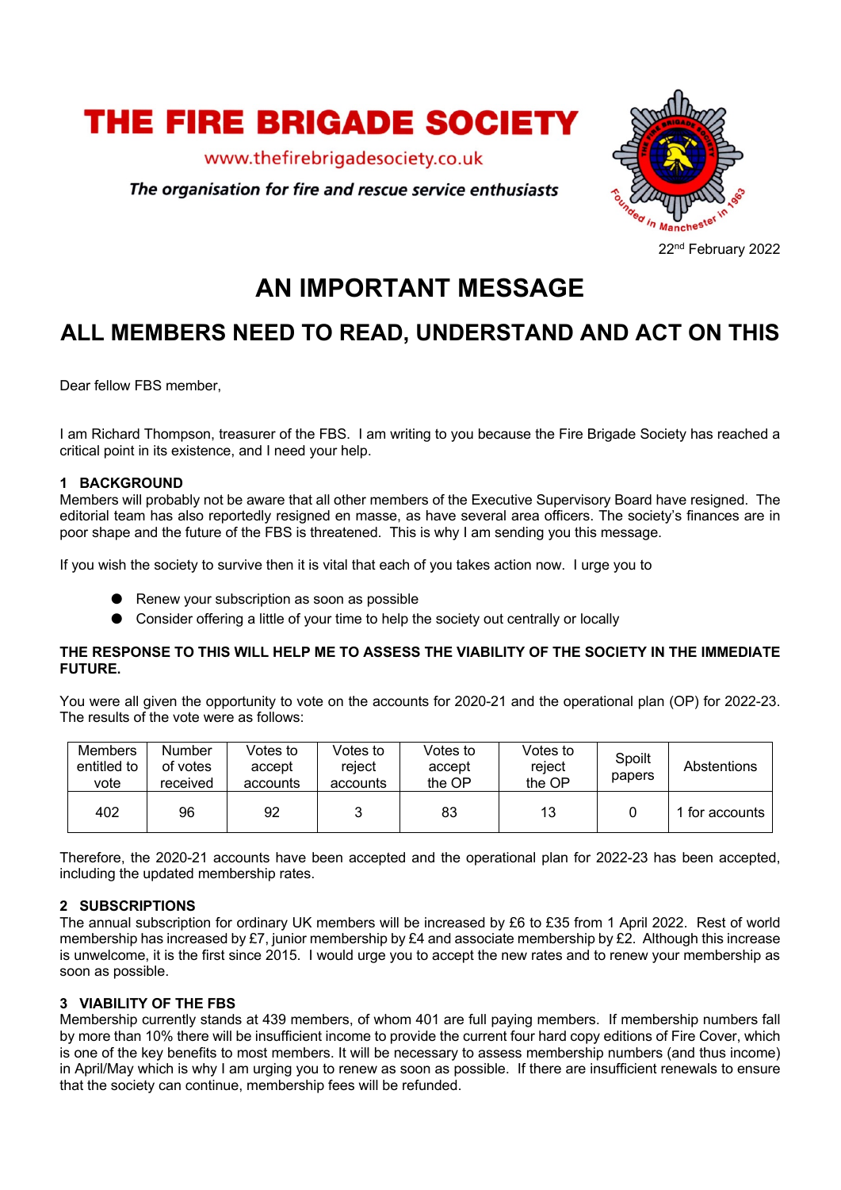# THE FIRE BRIGADE SOCIETY

www.thefirebrigadesociety.co.uk

*The organisation for fire and rescue service enthusiasts*

Founded in Manchester in 1963

22nd February 2022

# AN IMPORTANT MESSAGE

## ALL MEMBERS NEED TO READ, UNDERSTAND AND ACT ON THIS

Dear fellow FBS member,

I am Richard Thompson, treasurer of the FBS. I am writing to you because the Fire Brigade Society has reached a critical point in its existence, and I need your help.

### 1 BACKGROUND

Members will probably not be aware that all other members of the Executive Supervisory Board have resigned. The editorial team has also reportedly resigned en masse, as have several area officers. The society's finances are in poor shape and the future of the FBS is threatened. This is why I am sending you this message.

If you wish the society to survive then it is vital that each of you takes action now. I urge you to

- Renew your subscription as soon as possible
- Consider offering a little of your time to help the society out centrally or locally

**THE RESPONSE TO THIS WILL HELP ME TO ASSESS THE VIABILITY OF THE SOCIETY IN THE IMMEDIATE FUTURE.**

You were all given the opportunity to vote on the accounts for 2020-21 and the operational plan (OP) for 2022-23. The results of the vote were as follows:

| Members entitled to vote | Number of votes received | Votes to accept accounts | Votes to reject accounts | Votes to accept the OP | Votes to reject the OP | Spoilt papers | Abstentions |
|---|---|---|---|---|---|---|---|
| 402 | 96 | 92 | 3 | 83 | 13 | 0 | 1 for accounts |

Therefore, the 2020-21 accounts have been accepted and the operational plan for 2022-23 has been accepted, including the updated membership rates.

### 2 SUBSCRIPTIONS

The annual subscription for ordinary UK members will be increased by £6 to £35 from 1 April 2022. Rest of world membership has increased by £7, junior membership by £4 and associate membership by £2. Although this increase is unwelcome, it is the first since 2015. I would urge you to accept the new rates and to renew your membership as soon as possible.

### 3 VIABILITY OF THE FBS

Membership currently stands at 439 members, of whom 401 are full paying members. If membership numbers fall by more than 10% there will be insufficient income to provide the current four hard copy editions of Fire Cover, which is one of the key benefits to most members. It will be necessary to assess membership numbers (and thus income) in April/May which is why I am urging you to renew as soon as possible. If there are insufficient renewals to ensure that the society can continue, membership fees will be refunded.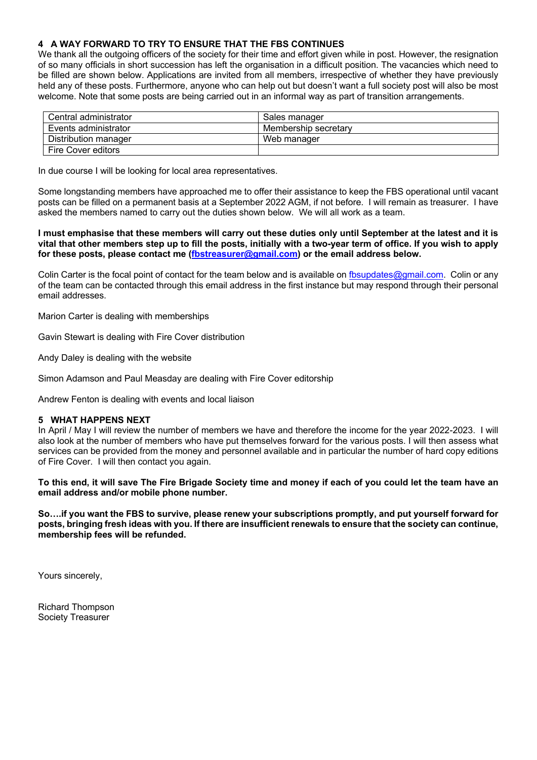## 4 A WAY FORWARD TO TRY TO ENSURE THAT THE FBS CONTINUES

We thank all the outgoing officers of the society for their time and effort given while in post. However, the resignation of so many officials in short succession has left the organisation in a difficult position. The vacancies which need to be filled are shown below. Applications are invited from all members, irrespective of whether they have previously held any of these posts. Furthermore, anyone who can help out but doesn't want a full society post will also be most welcome. Note that some posts are being carried out in an informal way as part of transition arrangements.

| | |
|---|---|
| Central administrator | Sales manager |
| Events administrator | Membership secretary |
| Distribution manager | Web manager |
| Fire Cover editors | |

In due course I will be looking for local area representatives.

Some longstanding members have approached me to offer their assistance to keep the FBS operational until vacant posts can be filled on a permanent basis at a September 2022 AGM, if not before. I will remain as treasurer. I have asked the members named to carry out the duties shown below. We will all work as a team.

**I must emphasise that these members will carry out these duties only until September at the latest and it is vital that other members step up to fill the posts, initially with a two-year term of office. If you wish to apply for these posts, please contact me (fbstreasurer@gmail.com) or the email address below.**

Colin Carter is the focal point of contact for the team below and is available on fbsupdates@gmail.com. Colin or any of the team can be contacted through this email address in the first instance but may respond through their personal email addresses.

Marion Carter is dealing with memberships

Gavin Stewart is dealing with Fire Cover distribution

Andy Daley is dealing with the website

Simon Adamson and Paul Measday are dealing with Fire Cover editorship

Andrew Fenton is dealing with events and local liaison

## 5 WHAT HAPPENS NEXT

In April / May I will review the number of members we have and therefore the income for the year 2022-2023. I will also look at the number of members who have put themselves forward for the various posts. I will then assess what services can be provided from the money and personnel available and in particular the number of hard copy editions of Fire Cover. I will then contact you again.

**To this end, it will save The Fire Brigade Society time and money if each of you could let the team have an email address and/or mobile phone number.**

**So….if you want the FBS to survive, please renew your subscriptions promptly, and put yourself forward for posts, bringing fresh ideas with you. If there are insufficient renewals to ensure that the society can continue, membership fees will be refunded.**

Yours sincerely,

Richard Thompson
Society Treasurer